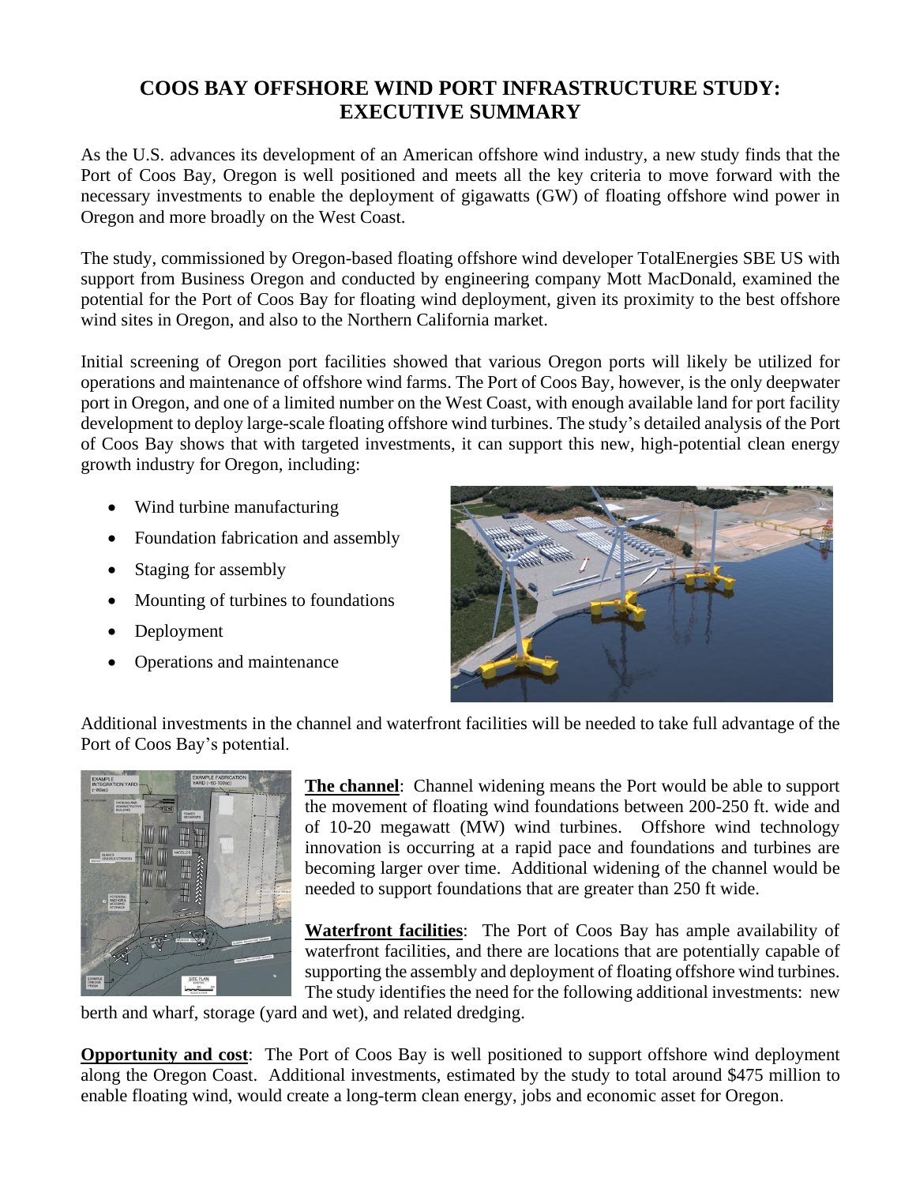# COOS BAY OFFSHORE WIND PORT INFRASTRUCTURE STUDY: EXECUTIVE SUMMARY

As the U.S. advances its development of an American offshore wind industry, a new study finds that the Port of Coos Bay, Oregon is well positioned and meets all the key criteria to move forward with the necessary investments to enable the deployment of gigawatts (GW) of floating offshore wind power in Oregon and more broadly on the West Coast.

The study, commissioned by Oregon-based floating offshore wind developer TotalEnergies SBE US with support from Business Oregon and conducted by engineering company Mott MacDonald, examined the potential for the Port of Coos Bay for floating wind deployment, given its proximity to the best offshore wind sites in Oregon, and also to the Northern California market.

Initial screening of Oregon port facilities showed that various Oregon ports will likely be utilized for operations and maintenance of offshore wind farms. The Port of Coos Bay, however, is the only deepwater port in Oregon, and one of a limited number on the West Coast, with enough available land for port facility development to deploy large-scale floating offshore wind turbines. The study's detailed analysis of the Port of Coos Bay shows that with targeted investments, it can support this new, high-potential clean energy growth industry for Oregon, including:

- Wind turbine manufacturing
- Foundation fabrication and assembly
- Staging for assembly
- Mounting of turbines to foundations
- Deployment
- Operations and maintenance

Additional investments in the channel and waterfront facilities will be needed to take full advantage of the Port of Coos Bay's potential.

**The channel**: Channel widening means the Port would be able to support the movement of floating wind foundations between 200-250 ft. wide and of 10-20 megawatt (MW) wind turbines. Offshore wind technology innovation is occurring at a rapid pace and foundations and turbines are becoming larger over time. Additional widening of the channel would be needed to support foundations that are greater than 250 ft wide.

**Waterfront facilities**: The Port of Coos Bay has ample availability of waterfront facilities, and there are locations that are potentially capable of supporting the assembly and deployment of floating offshore wind turbines. The study identifies the need for the following additional investments: new berth and wharf, storage (yard and wet), and related dredging.

**Opportunity and cost**: The Port of Coos Bay is well positioned to support offshore wind deployment along the Oregon Coast. Additional investments, estimated by the study to total around $475 million to enable floating wind, would create a long-term clean energy, jobs and economic asset for Oregon.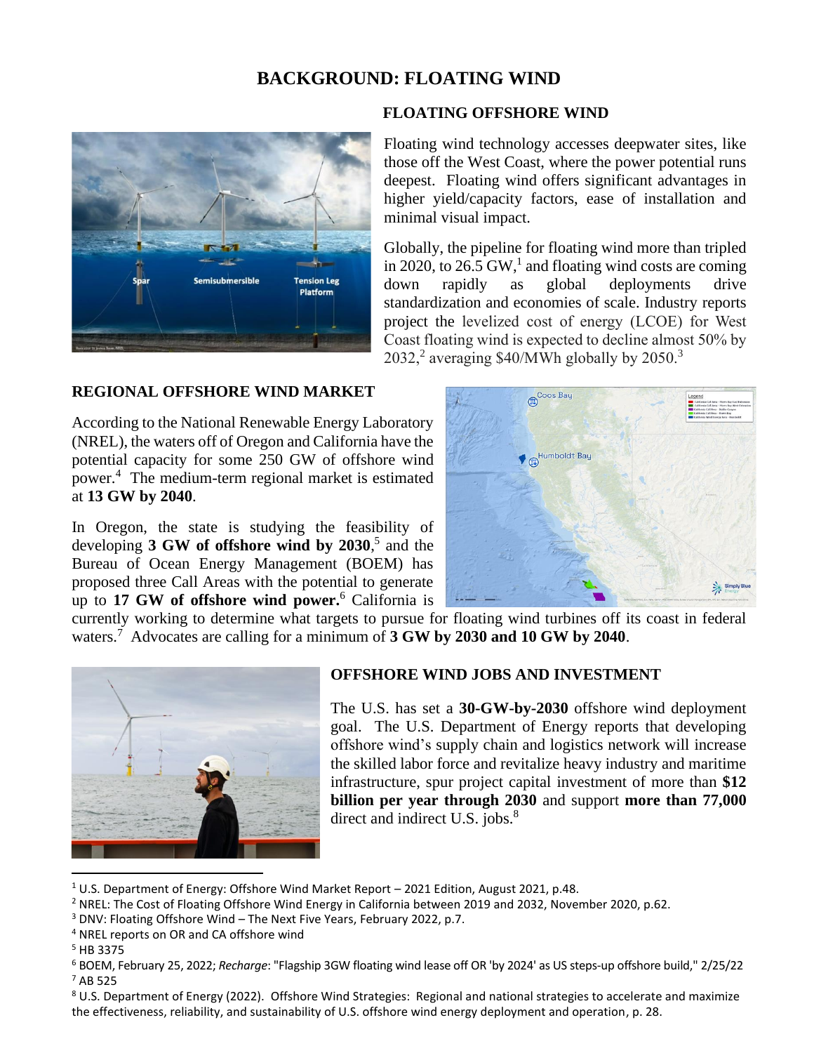# BACKGROUND: FLOATING WIND

## FLOATING OFFSHORE WIND

Floating wind technology accesses deepwater sites, like those off the West Coast, where the power potential runs deepest. Floating wind offers significant advantages in higher yield/capacity factors, ease of installation and minimal visual impact.

Globally, the pipeline for floating wind more than tripled in 2020, to 26.5 GW,[1] and floating wind costs are coming down rapidly as global deployments drive standardization and economies of scale. Industry reports project the levelized cost of energy (LCOE) for West Coast floating wind is expected to decline almost 50% by 2032,[2] averaging $40/MWh globally by 2050.[3]

## REGIONAL OFFSHORE WIND MARKET

According to the National Renewable Energy Laboratory (NREL), the waters off of Oregon and California have the potential capacity for some 250 GW of offshore wind power.[4] The medium-term regional market is estimated at **13 GW by 2040**.

In Oregon, the state is studying the feasibility of developing **3 GW of offshore wind by 2030**,[5] and the Bureau of Ocean Energy Management (BOEM) has proposed three Call Areas with the potential to generate up to **17 GW of offshore wind power.**[6] California is currently working to determine what targets to pursue for floating wind turbines off its coast in federal waters.[7] Advocates are calling for a minimum of **3 GW by 2030 and 10 GW by 2040**.

## OFFSHORE WIND JOBS AND INVESTMENT

The U.S. has set a **30-GW-by-2030** offshore wind deployment goal. The U.S. Department of Energy reports that developing offshore wind's supply chain and logistics network will increase the skilled labor force and revitalize heavy industry and maritime infrastructure, spur project capital investment of more than **$12 billion per year through 2030** and support **more than 77,000** direct and indirect U.S. jobs.[8]

---

[1] U.S. Department of Energy: Offshore Wind Market Report – 2021 Edition, August 2021, p.48.

[2] NREL: The Cost of Floating Offshore Wind Energy in California between 2019 and 2032, November 2020, p.62.

[3] DNV: Floating Offshore Wind – The Next Five Years, February 2022, p.7.

[4] NREL reports on OR and CA offshore wind

[5] HB 3375

[6] BOEM, February 25, 2022; *Recharge*: "Flagship 3GW floating wind lease off OR 'by 2024' as US steps-up offshore build," 2/25/22

[7] AB 525

[8] U.S. Department of Energy (2022). Offshore Wind Strategies: Regional and national strategies to accelerate and maximize the effectiveness, reliability, and sustainability of U.S. offshore wind energy deployment and operation, p. 28.